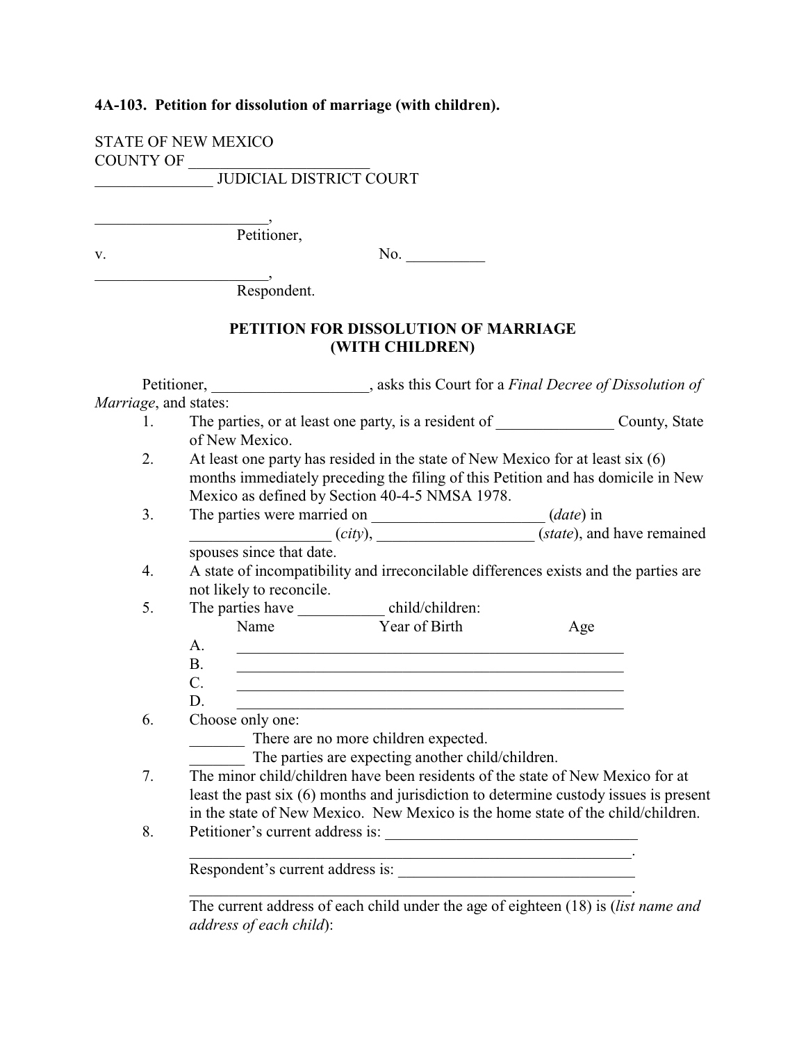**4A-103. Petition for dissolution of marriage (with children).**

STATE OF NEW MEXICO
COUNTY OF ______________________
_______________ JUDICIAL DISTRICT COURT

______________________,
Petitioner,

v. No. __________

______________________,
Respondent.

**PETITION FOR DISSOLUTION OF MARRIAGE**
**(WITH CHILDREN)**

Petitioner, ____________________, asks this Court for a *Final Decree of Dissolution of Marriage*, and states:

1. The parties, or at least one party, is a resident of _______________ County, State of New Mexico.
2. At least one party has resided in the state of New Mexico for at least six (6) months immediately preceding the filing of this Petition and has domicile in New Mexico as defined by Section 40-4-5 NMSA 1978.
3. The parties were married on ______________________ (*date*) in __________________ (*city*), ____________________ (*state*), and have remained spouses since that date.
4. A state of incompatibility and irreconcilable differences exists and the parties are not likely to reconcile.
5. The parties have ___________ child/children:

   Name Year of Birth Age

   A. ________________________________________________
   B. ________________________________________________
   C. ________________________________________________
   D. ________________________________________________
6. Choose only one:

   _______ There are no more children expected.

   _______ The parties are expecting another child/children.
7. The minor child/children have been residents of the state of New Mexico for at least the past six (6) months and jurisdiction to determine custody issues is present in the state of New Mexico. New Mexico is the home state of the child/children.
8. Petitioner's current address is: _________________________________
   __________________________________________________________.

   Respondent's current address is: ______________________________
   __________________________________________________________.

   The current address of each child under the age of eighteen (18) is (*list name and address of each child*):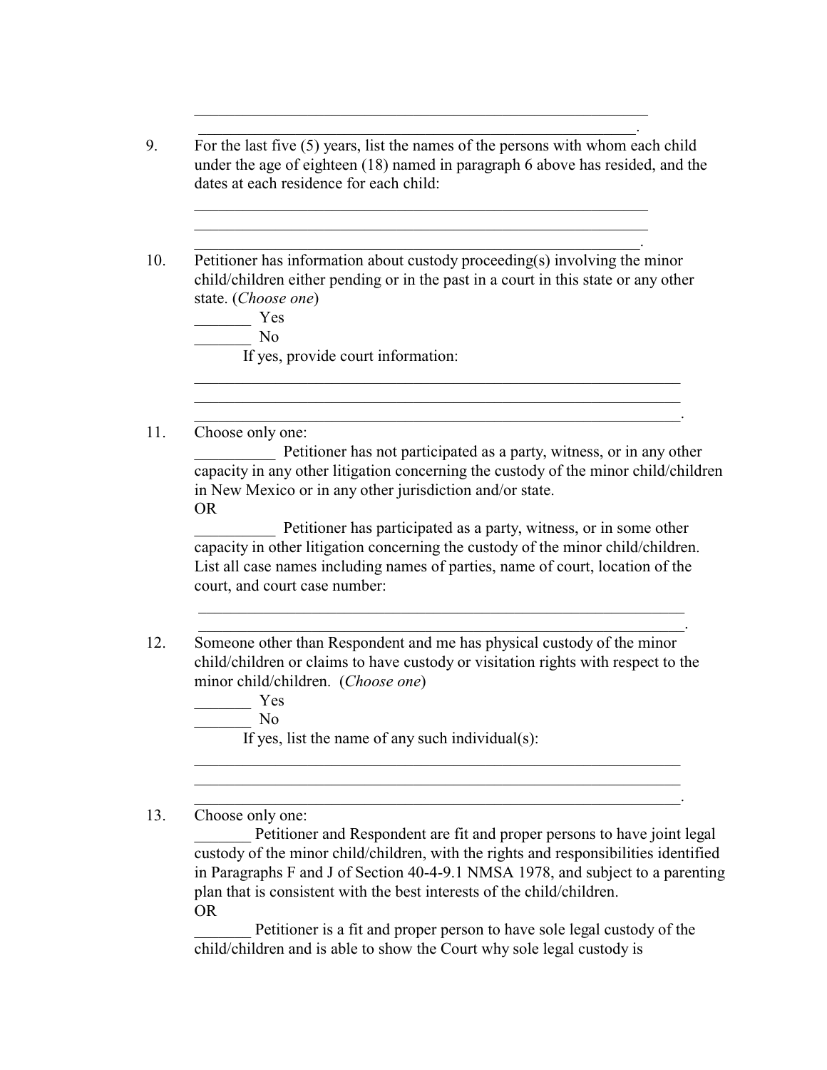\_\_\_\_\_\_\_\_\_\_\_\_\_\_\_\_\_\_\_\_\_\_\_\_\_\_\_\_\_\_\_\_\_\_\_\_\_\_\_\_\_\_\_\_\_\_\_\_\_\_\_\_\_\_\_\_\_\_\_\_

\_\_\_\_\_\_\_\_\_\_\_\_\_\_\_\_\_\_\_\_\_\_\_\_\_\_\_\_\_\_\_\_\_\_\_\_\_\_\_\_\_\_\_\_\_\_\_\_\_\_\_\_\_\_\_\_\_\_\_\_.

9. For the last five (5) years, list the names of the persons with whom each child under the age of eighteen (18) named in paragraph 6 above has resided, and the dates at each residence for each child:

   \_\_\_\_\_\_\_\_\_\_\_\_\_\_\_\_\_\_\_\_\_\_\_\_\_\_\_\_\_\_\_\_\_\_\_\_\_\_\_\_\_\_\_\_\_\_\_\_\_\_\_\_\_\_\_\_\_\_\_\_

   \_\_\_\_\_\_\_\_\_\_\_\_\_\_\_\_\_\_\_\_\_\_\_\_\_\_\_\_\_\_\_\_\_\_\_\_\_\_\_\_\_\_\_\_\_\_\_\_\_\_\_\_\_\_\_\_\_\_\_\_

   \_\_\_\_\_\_\_\_\_\_\_\_\_\_\_\_\_\_\_\_\_\_\_\_\_\_\_\_\_\_\_\_\_\_\_\_\_\_\_\_\_\_\_\_\_\_\_\_\_\_\_\_\_\_\_\_\_\_\_\_.

10. Petitioner has information about custody proceeding(s) involving the minor child/children either pending or in the past in a court in this state or any other state. (*Choose one*)

    \_\_\_\_\_\_\_ Yes

    \_\_\_\_\_\_\_ No

    If yes, provide court information:

    \_\_\_\_\_\_\_\_\_\_\_\_\_\_\_\_\_\_\_\_\_\_\_\_\_\_\_\_\_\_\_\_\_\_\_\_\_\_\_\_\_\_\_\_\_\_\_\_\_\_\_\_\_\_\_\_\_\_\_\_\_\_\_\_

    \_\_\_\_\_\_\_\_\_\_\_\_\_\_\_\_\_\_\_\_\_\_\_\_\_\_\_\_\_\_\_\_\_\_\_\_\_\_\_\_\_\_\_\_\_\_\_\_\_\_\_\_\_\_\_\_\_\_\_\_\_\_\_\_

    \_\_\_\_\_\_\_\_\_\_\_\_\_\_\_\_\_\_\_\_\_\_\_\_\_\_\_\_\_\_\_\_\_\_\_\_\_\_\_\_\_\_\_\_\_\_\_\_\_\_\_\_\_\_\_\_\_\_\_\_\_\_\_\_.

11. Choose only one:

    \_\_\_\_\_\_\_\_\_\_ Petitioner has not participated as a party, witness, or in any other capacity in any other litigation concerning the custody of the minor child/children in New Mexico or in any other jurisdiction and/or state.

    OR

    \_\_\_\_\_\_\_\_\_\_ Petitioner has participated as a party, witness, or in some other capacity in other litigation concerning the custody of the minor child/children. List all case names including names of parties, name of court, location of the court, and court case number:

    \_\_\_\_\_\_\_\_\_\_\_\_\_\_\_\_\_\_\_\_\_\_\_\_\_\_\_\_\_\_\_\_\_\_\_\_\_\_\_\_\_\_\_\_\_\_\_\_\_\_\_\_\_\_\_\_\_\_\_\_\_\_\_\_

    \_\_\_\_\_\_\_\_\_\_\_\_\_\_\_\_\_\_\_\_\_\_\_\_\_\_\_\_\_\_\_\_\_\_\_\_\_\_\_\_\_\_\_\_\_\_\_\_\_\_\_\_\_\_\_\_\_\_\_\_\_\_\_\_.

12. Someone other than Respondent and me has physical custody of the minor child/children or claims to have custody or visitation rights with respect to the minor child/children. (*Choose one*)

    \_\_\_\_\_\_\_ Yes

    \_\_\_\_\_\_\_ No

    If yes, list the name of any such individual(s):

    \_\_\_\_\_\_\_\_\_\_\_\_\_\_\_\_\_\_\_\_\_\_\_\_\_\_\_\_\_\_\_\_\_\_\_\_\_\_\_\_\_\_\_\_\_\_\_\_\_\_\_\_\_\_\_\_\_\_\_\_\_\_\_\_

    \_\_\_\_\_\_\_\_\_\_\_\_\_\_\_\_\_\_\_\_\_\_\_\_\_\_\_\_\_\_\_\_\_\_\_\_\_\_\_\_\_\_\_\_\_\_\_\_\_\_\_\_\_\_\_\_\_\_\_\_\_\_\_\_

    \_\_\_\_\_\_\_\_\_\_\_\_\_\_\_\_\_\_\_\_\_\_\_\_\_\_\_\_\_\_\_\_\_\_\_\_\_\_\_\_\_\_\_\_\_\_\_\_\_\_\_\_\_\_\_\_\_\_\_\_\_\_\_\_.

13. Choose only one:

    \_\_\_\_\_\_\_ Petitioner and Respondent are fit and proper persons to have joint legal custody of the minor child/children, with the rights and responsibilities identified in Paragraphs F and J of Section 40-4-9.1 NMSA 1978, and subject to a parenting plan that is consistent with the best interests of the child/children.

    OR

    \_\_\_\_\_\_\_ Petitioner is a fit and proper person to have sole legal custody of the child/children and is able to show the Court why sole legal custody is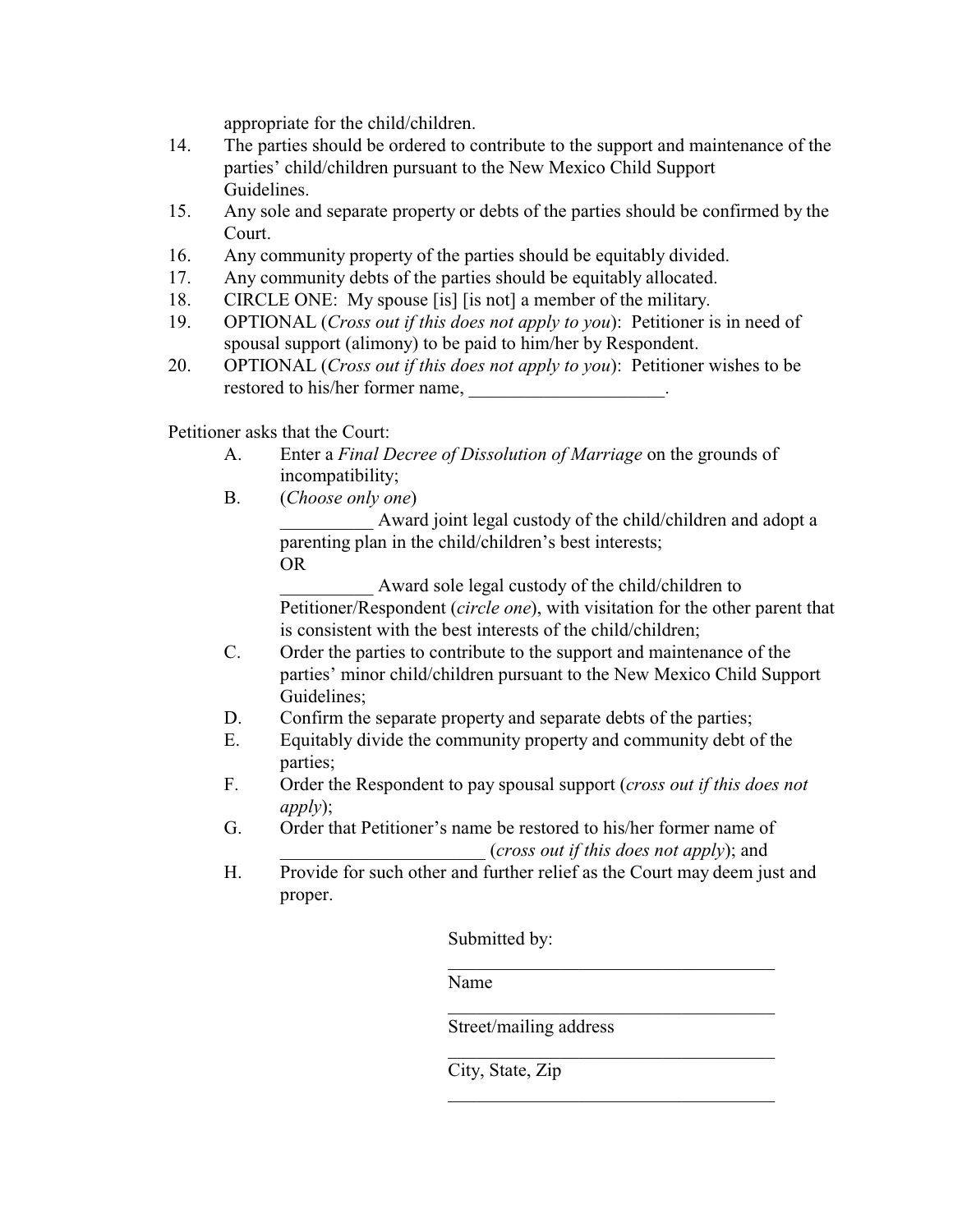appropriate for the child/children.

14. The parties should be ordered to contribute to the support and maintenance of the parties' child/children pursuant to the New Mexico Child Support Guidelines.
15. Any sole and separate property or debts of the parties should be confirmed by the Court.
16. Any community property of the parties should be equitably divided.
17. Any community debts of the parties should be equitably allocated.
18. CIRCLE ONE: My spouse [is] [is not] a member of the military.
19. OPTIONAL (*Cross out if this does not apply to you*): Petitioner is in need of spousal support (alimony) to be paid to him/her by Respondent.
20. OPTIONAL (*Cross out if this does not apply to you*): Petitioner wishes to be restored to his/her former name, _____________________.

Petitioner asks that the Court:

A. Enter a *Final Decree of Dissolution of Marriage* on the grounds of incompatibility;

B. (*Choose only one*)

   __________ Award joint legal custody of the child/children and adopt a parenting plan in the child/children's best interests;

   OR

   __________ Award sole legal custody of the child/children to Petitioner/Respondent (*circle one*), with visitation for the other parent that is consistent with the best interests of the child/children;

C. Order the parties to contribute to the support and maintenance of the parties' minor child/children pursuant to the New Mexico Child Support Guidelines;

D. Confirm the separate property and separate debts of the parties;

E. Equitably divide the community property and community debt of the parties;

F. Order the Respondent to pay spousal support (*cross out if this does not apply*);

G. Order that Petitioner's name be restored to his/her former name of ______________________ (*cross out if this does not apply*); and

H. Provide for such other and further relief as the Court may deem just and proper.

Submitted by:

_____________________________________

Name

_____________________________________

Street/mailing address

_____________________________________

City, State, Zip

_____________________________________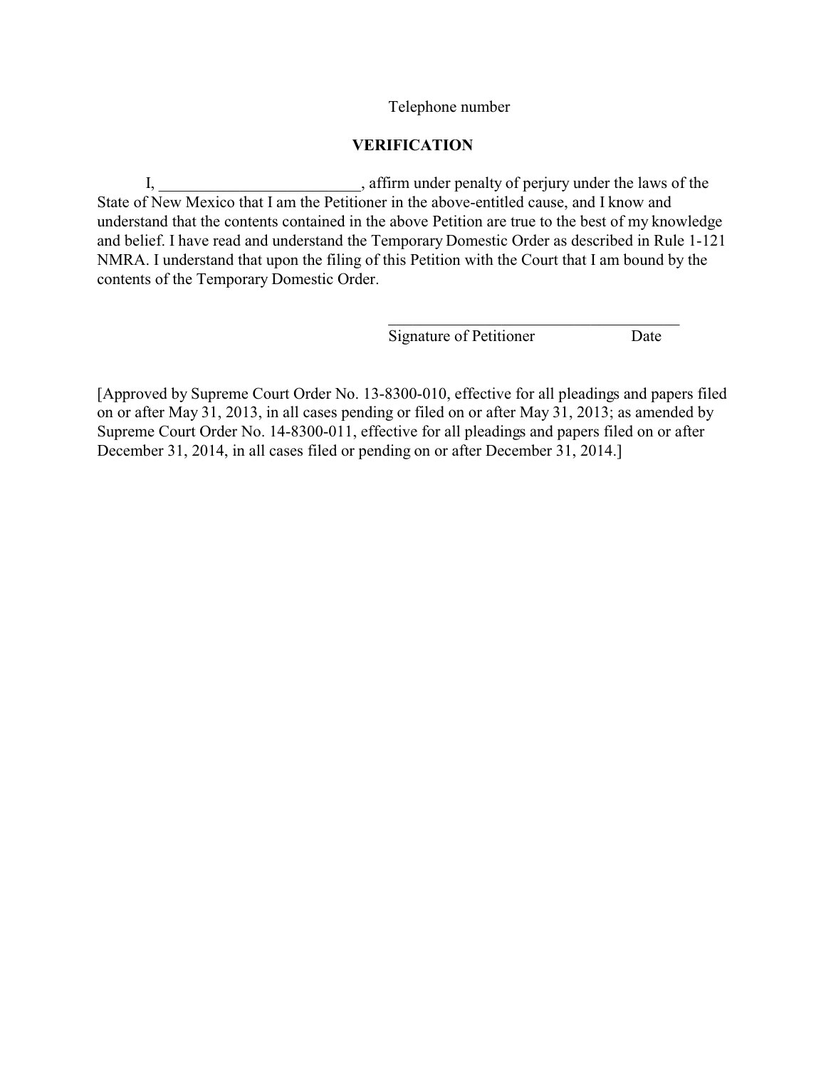Telephone number

**VERIFICATION**

I, _________________________, affirm under penalty of perjury under the laws of the State of New Mexico that I am the Petitioner in the above-entitled cause, and I know and understand that the contents contained in the above Petition are true to the best of my knowledge and belief. I have read and understand the Temporary Domestic Order as described in Rule 1-121 NMRA. I understand that upon the filing of this Petition with the Court that I am bound by the contents of the Temporary Domestic Order.

______________________________________
Signature of Petitioner                    Date

[Approved by Supreme Court Order No. 13-8300-010, effective for all pleadings and papers filed on or after May 31, 2013, in all cases pending or filed on or after May 31, 2013; as amended by Supreme Court Order No. 14-8300-011, effective for all pleadings and papers filed on or after December 31, 2014, in all cases filed or pending on or after December 31, 2014.]